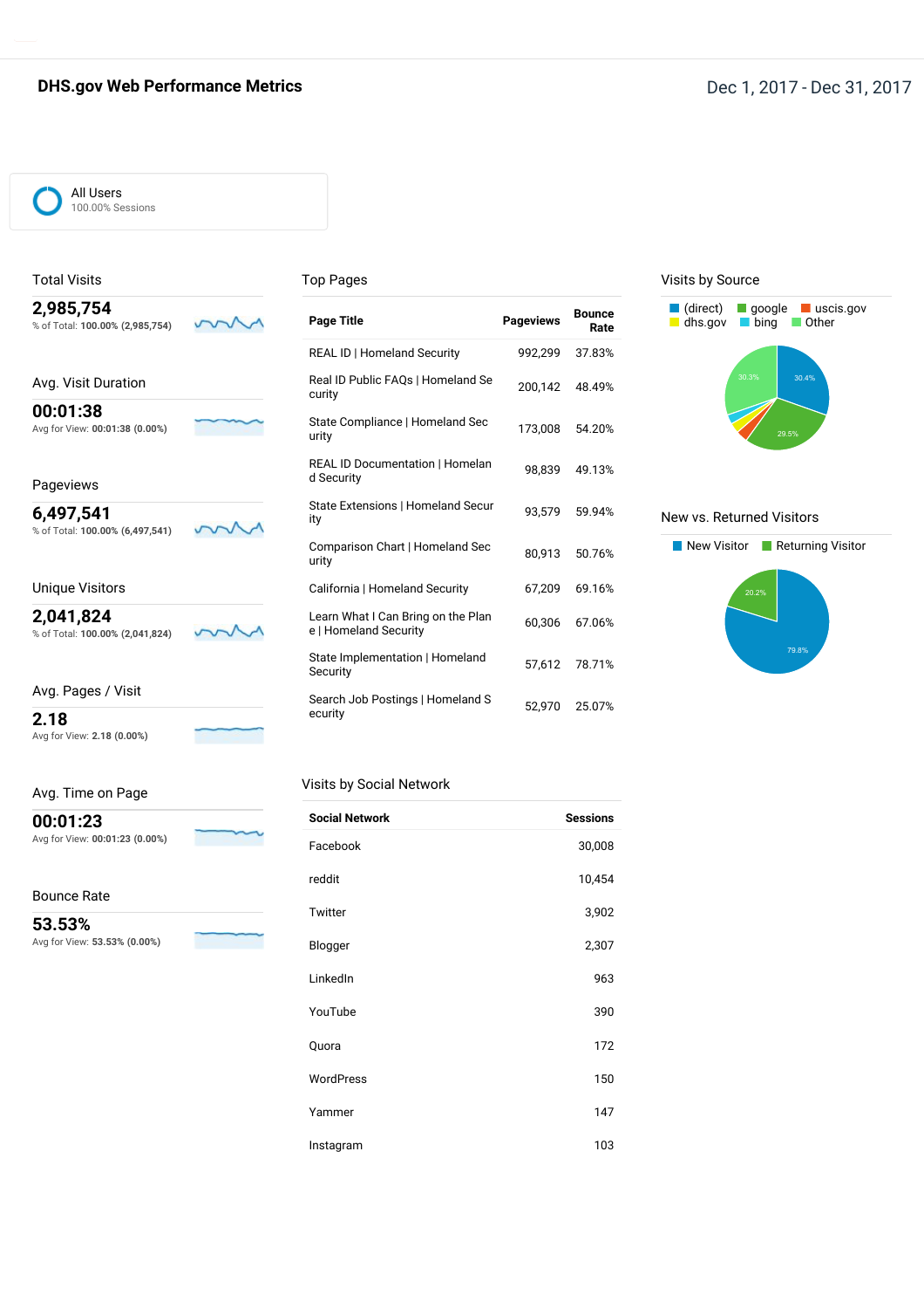# DHS.gov Web Performance Metrics

Dec 1, 2017 - Dec 31, 2017

All Users
100.00% Sessions

## Total Visits

**2,985,754**
% of Total: **100.00% (2,985,754)**

## Avg. Visit Duration

**00:01:38**
Avg for View: **00:01:38 (0.00%)**

## Pageviews

**6,497,541**
% of Total: **100.00% (6,497,541)**

## Unique Visitors

**2,041,824**
% of Total: **100.00% (2,041,824)**

## Avg. Pages / Visit

**2.18**
Avg for View: **2.18 (0.00%)**

## Avg. Time on Page

**00:01:23**
Avg for View: **00:01:23 (0.00%)**

## Bounce Rate

**53.53%**
Avg for View: **53.53% (0.00%)**

## Top Pages

| Page Title | Pageviews | Bounce Rate |
|---|---|---|
| REAL ID \| Homeland Security | 992,299 | 37.83% |
| Real ID Public FAQs \| Homeland Security | 200,142 | 48.49% |
| State Compliance \| Homeland Security | 173,008 | 54.20% |
| REAL ID Documentation \| Homeland Security | 98,839 | 49.13% |
| State Extensions \| Homeland Security | 93,579 | 59.94% |
| Comparison Chart \| Homeland Security | 80,913 | 50.76% |
| California \| Homeland Security | 67,209 | 69.16% |
| Learn What I Can Bring on the Plane \| Homeland Security | 60,306 | 67.06% |
| State Implementation \| Homeland Security | 57,612 | 78.71% |
| Search Job Postings \| Homeland Security | 52,970 | 25.07% |

## Visits by Social Network

| Social Network | Sessions |
|---|---|
| Facebook | 30,008 |
| reddit | 10,454 |
| Twitter | 3,902 |
| Blogger | 2,307 |
| LinkedIn | 963 |
| YouTube | 390 |
| Quora | 172 |
| WordPress | 150 |
| Yammer | 147 |
| Instagram | 103 |

## Visits by Source

(direct), google, uscis.gov, dhs.gov, bing, Other

30.4%, 29.5%, 30.3%

## New vs. Returned Visitors

New Visitor, Returning Visitor

79.8%, 20.2%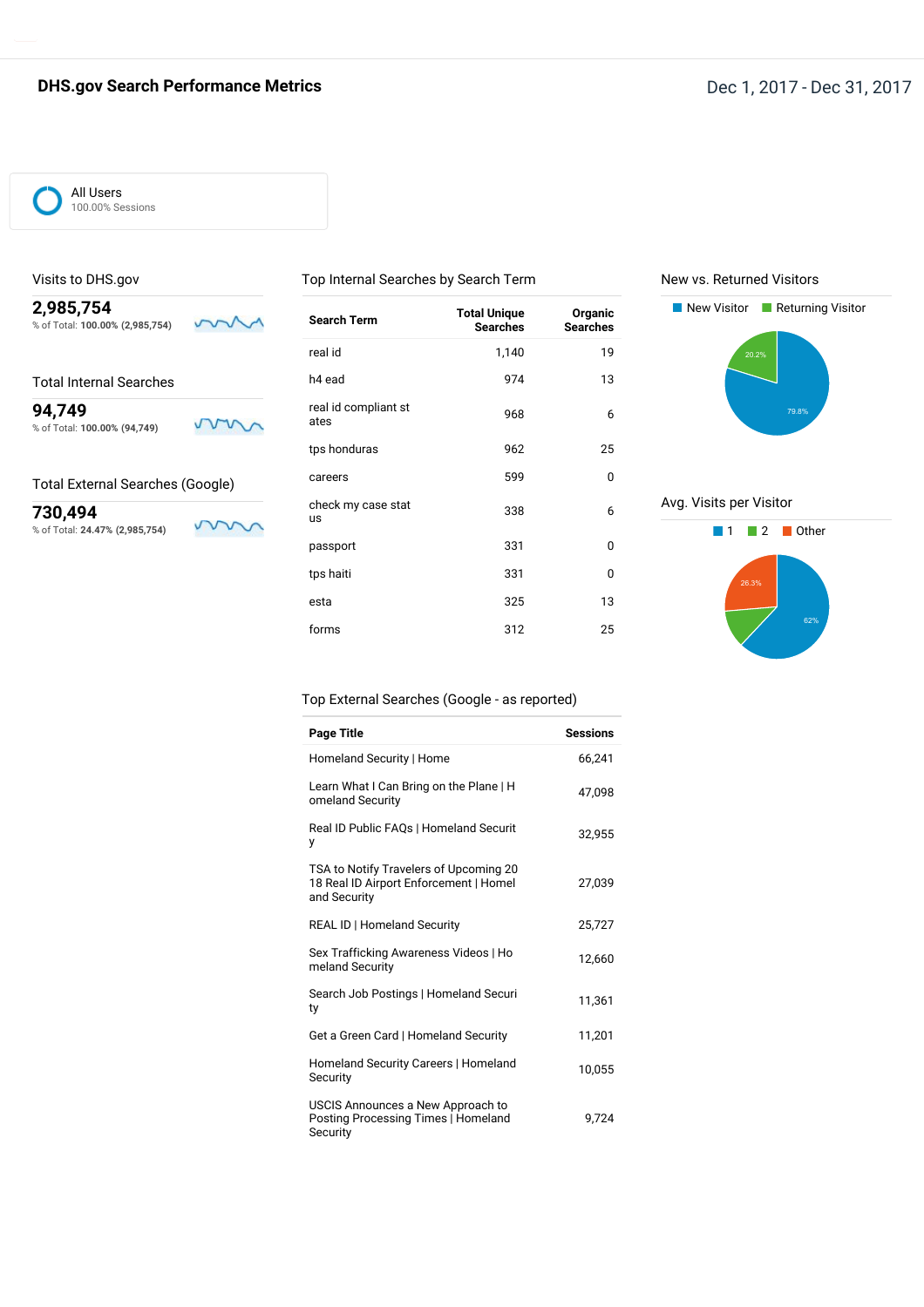# DHS.gov Search Performance Metrics

Dec 1, 2017 - Dec 31, 2017

All Users
100.00% Sessions

## Visits to DHS.gov

**2,985,754**
% of Total: **100.00% (2,985,754)**

## Total Internal Searches

**94,749**
% of Total: **100.00% (94,749)**

## Total External Searches (Google)

**730,494**
% of Total: **24.47% (2,985,754)**

## Top Internal Searches by Search Term

| Search Term | Total Unique Searches | Organic Searches |
|---|---|---|
| real id | 1,140 | 19 |
| h4 ead | 974 | 13 |
| real id compliant states | 968 | 6 |
| tps honduras | 962 | 25 |
| careers | 599 | 0 |
| check my case status | 338 | 6 |
| passport | 331 | 0 |
| tps haiti | 331 | 0 |
| esta | 325 | 13 |
| forms | 312 | 25 |

## New vs. Returned Visitors

New Visitor: 79.8%
Returning Visitor: 20.2%

## Avg. Visits per Visitor

1: 62%
2
Other: 26.3%

## Top External Searches (Google - as reported)

| Page Title | Sessions |
|---|---|
| Homeland Security \| Home | 66,241 |
| Learn What I Can Bring on the Plane \| Homeland Security | 47,098 |
| Real ID Public FAQs \| Homeland Security | 32,955 |
| TSA to Notify Travelers of Upcoming 2018 Real ID Airport Enforcement \| Homeland Security | 27,039 |
| REAL ID \| Homeland Security | 25,727 |
| Sex Trafficking Awareness Videos \| Homeland Security | 12,660 |
| Search Job Postings \| Homeland Security | 11,361 |
| Get a Green Card \| Homeland Security | 11,201 |
| Homeland Security Careers \| Homeland Security | 10,055 |
| USCIS Announces a New Approach to Posting Processing Times \| Homeland Security | 9,724 |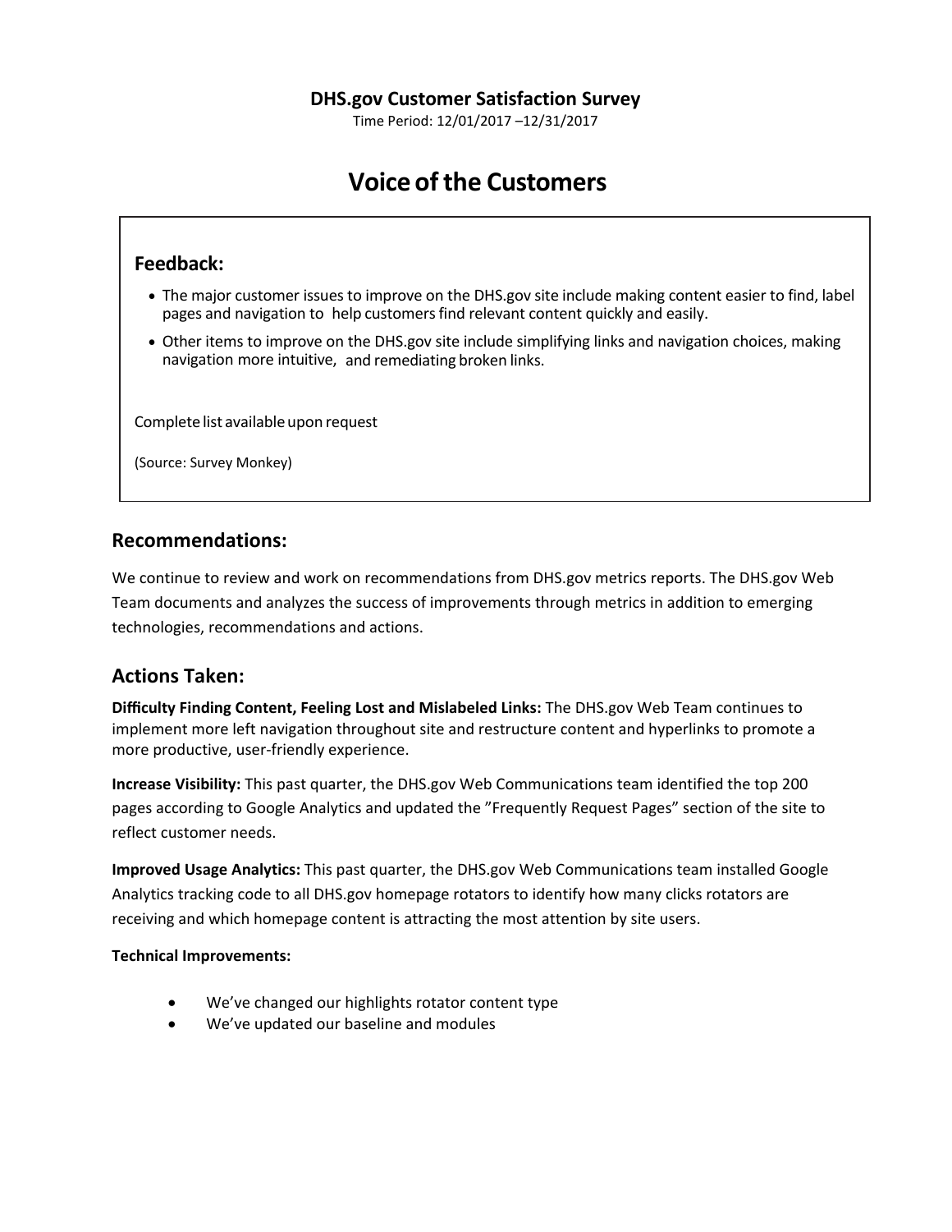**DHS.gov Customer Satisfaction Survey**

Time Period: 12/01/2017 –12/31/2017

# Voice of the Customers

## Feedback:

- The major customer issues to improve on the DHS.gov site include making content easier to find, label pages and navigation to help customers find relevant content quickly and easily.
- Other items to improve on the DHS.gov site include simplifying links and navigation choices, making navigation more intuitive, and remediating broken links.

Complete list available upon request

(Source: Survey Monkey)

## Recommendations:

We continue to review and work on recommendations from DHS.gov metrics reports. The DHS.gov Web Team documents and analyzes the success of improvements through metrics in addition to emerging technologies, recommendations and actions.

## Actions Taken:

**Difficulty Finding Content, Feeling Lost and Mislabeled Links:** The DHS.gov Web Team continues to implement more left navigation throughout site and restructure content and hyperlinks to promote a more productive, user-friendly experience.

**Increase Visibility:** This past quarter, the DHS.gov Web Communications team identified the top 200 pages according to Google Analytics and updated the "Frequently Request Pages" section of the site to reflect customer needs.

**Improved Usage Analytics:** This past quarter, the DHS.gov Web Communications team installed Google Analytics tracking code to all DHS.gov homepage rotators to identify how many clicks rotators are receiving and which homepage content is attracting the most attention by site users.

**Technical Improvements:**

- We've changed our highlights rotator content type
- We've updated our baseline and modules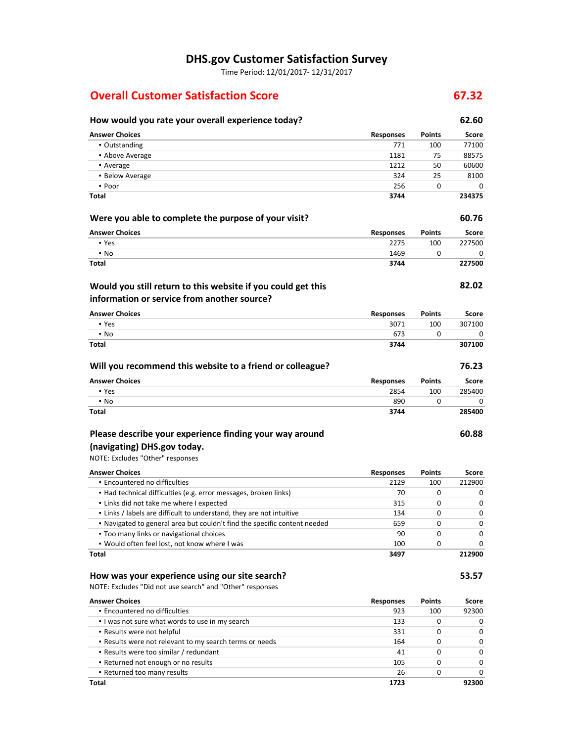# DHS.gov Customer Satisfaction Survey

Time Period: 12/01/2017- 12/31/2017

## Overall Customer Satisfaction Score — 67.32

### How would you rate your overall experience today? — 62.60

| Answer Choices | Responses | Points | Score |
|---|---|---|---|
| ▪ Outstanding | 771 | 100 | 77100 |
| ▪ Above Average | 1181 | 75 | 88575 |
| ▪ Average | 1212 | 50 | 60600 |
| ▪ Below Average | 324 | 25 | 8100 |
| ▪ Poor | 256 | 0 | 0 |
| **Total** | **3744** | | **234375** |

### Were you able to complete the purpose of your visit? — 60.76

| Answer Choices | Responses | Points | Score |
|---|---|---|---|
| ▪ Yes | 2275 | 100 | 227500 |
| ▪ No | 1469 | 0 | 0 |
| **Total** | **3744** | | **227500** |

### Would you still return to this website if you could get this information or service from another source? — 82.02

| Answer Choices | Responses | Points | Score |
|---|---|---|---|
| ▪ Yes | 3071 | 100 | 307100 |
| ▪ No | 673 | 0 | 0 |
| **Total** | **3744** | | **307100** |

### Will you recommend this website to a friend or colleague? — 76.23

| Answer Choices | Responses | Points | Score |
|---|---|---|---|
| ▪ Yes | 2854 | 100 | 285400 |
| ▪ No | 890 | 0 | 0 |
| **Total** | **3744** | | **285400** |

### Please describe your experience finding your way around (navigating) DHS.gov today. — 60.88

NOTE: Excludes "Other" responses

| Answer Choices | Responses | Points | Score |
|---|---|---|---|
| ▪ Encountered no difficulties | 2129 | 100 | 212900 |
| ▪ Had technical difficulties (e.g. error messages, broken links) | 70 | 0 | 0 |
| ▪ Links did not take me where I expected | 315 | 0 | 0 |
| ▪ Links / labels are difficult to understand, they are not intuitive | 134 | 0 | 0 |
| ▪ Navigated to general area but couldn't find the specific content needed | 659 | 0 | 0 |
| ▪ Too many links or navigational choices | 90 | 0 | 0 |
| ▪ Would often feel lost, not know where I was | 100 | 0 | 0 |
| **Total** | **3497** | | **212900** |

### How was your experience using our site search? — 53.57

NOTE: Excludes "Did not use search" and "Other" responses

| Answer Choices | Responses | Points | Score |
|---|---|---|---|
| ▪ Encountered no difficulties | 923 | 100 | 92300 |
| ▪ I was not sure what words to use in my search | 133 | 0 | 0 |
| ▪ Results were not helpful | 331 | 0 | 0 |
| ▪ Results were not relevant to my search terms or needs | 164 | 0 | 0 |
| ▪ Results were too similar / redundant | 41 | 0 | 0 |
| ▪ Returned not enough or no results | 105 | 0 | 0 |
| ▪ Returned too many results | 26 | 0 | 0 |
| **Total** | **1723** | | **92300** |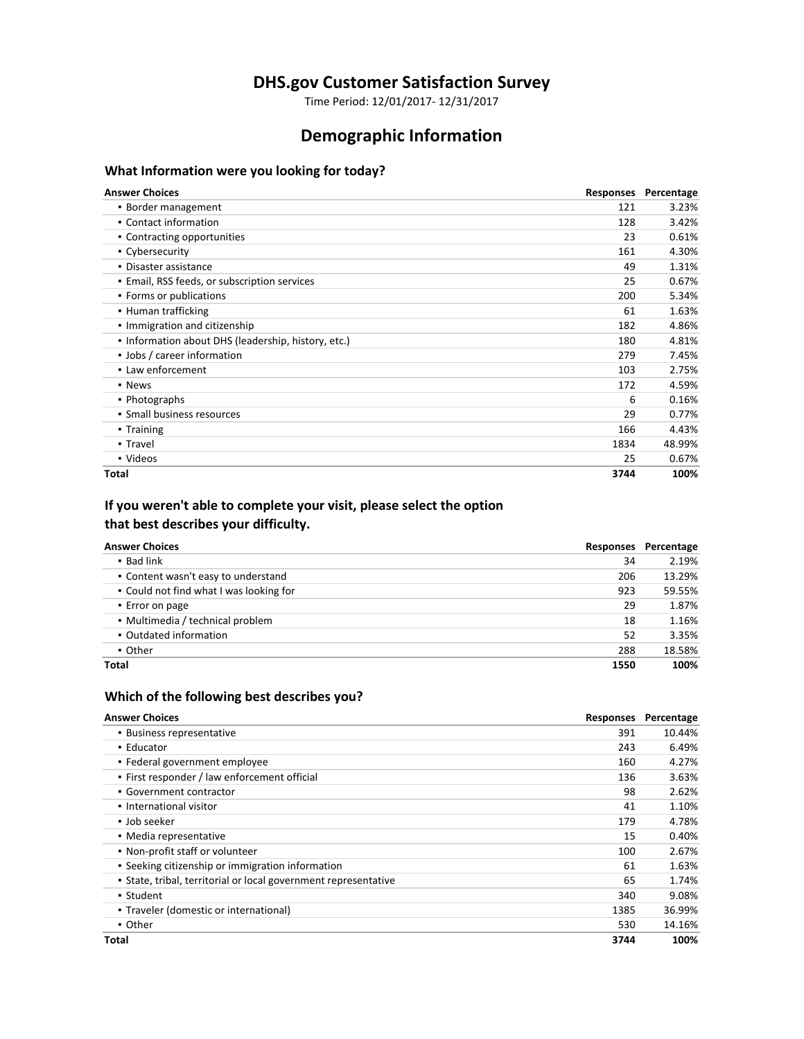# DHS.gov Customer Satisfaction Survey

Time Period: 12/01/2017- 12/31/2017

## Demographic Information

### What Information were you looking for today?

| Answer Choices | Responses | Percentage |
|---|---|---|
| ▪ Border management | 121 | 3.23% |
| ▪ Contact information | 128 | 3.42% |
| ▪ Contracting opportunities | 23 | 0.61% |
| ▪ Cybersecurity | 161 | 4.30% |
| ▪ Disaster assistance | 49 | 1.31% |
| ▪ Email, RSS feeds, or subscription services | 25 | 0.67% |
| ▪ Forms or publications | 200 | 5.34% |
| ▪ Human trafficking | 61 | 1.63% |
| ▪ Immigration and citizenship | 182 | 4.86% |
| ▪ Information about DHS (leadership, history, etc.) | 180 | 4.81% |
| ▪ Jobs / career information | 279 | 7.45% |
| ▪ Law enforcement | 103 | 2.75% |
| ▪ News | 172 | 4.59% |
| ▪ Photographs | 6 | 0.16% |
| ▪ Small business resources | 29 | 0.77% |
| ▪ Training | 166 | 4.43% |
| ▪ Travel | 1834 | 48.99% |
| ▪ Videos | 25 | 0.67% |
| **Total** | **3744** | **100%** |

### If you weren't able to complete your visit, please select the option that best describes your difficulty.

| Answer Choices | Responses | Percentage |
|---|---|---|
| ▪ Bad link | 34 | 2.19% |
| ▪ Content wasn't easy to understand | 206 | 13.29% |
| ▪ Could not find what I was looking for | 923 | 59.55% |
| ▪ Error on page | 29 | 1.87% |
| ▪ Multimedia / technical problem | 18 | 1.16% |
| ▪ Outdated information | 52 | 3.35% |
| ▪ Other | 288 | 18.58% |
| **Total** | **1550** | **100%** |

### Which of the following best describes you?

| Answer Choices | Responses | Percentage |
|---|---|---|
| ▪ Business representative | 391 | 10.44% |
| ▪ Educator | 243 | 6.49% |
| ▪ Federal government employee | 160 | 4.27% |
| ▪ First responder / law enforcement official | 136 | 3.63% |
| ▪ Government contractor | 98 | 2.62% |
| ▪ International visitor | 41 | 1.10% |
| ▪ Job seeker | 179 | 4.78% |
| ▪ Media representative | 15 | 0.40% |
| ▪ Non-profit staff or volunteer | 100 | 2.67% |
| ▪ Seeking citizenship or immigration information | 61 | 1.63% |
| ▪ State, tribal, territorial or local government representative | 65 | 1.74% |
| ▪ Student | 340 | 9.08% |
| ▪ Traveler (domestic or international) | 1385 | 36.99% |
| ▪ Other | 530 | 14.16% |
| **Total** | **3744** | **100%** |